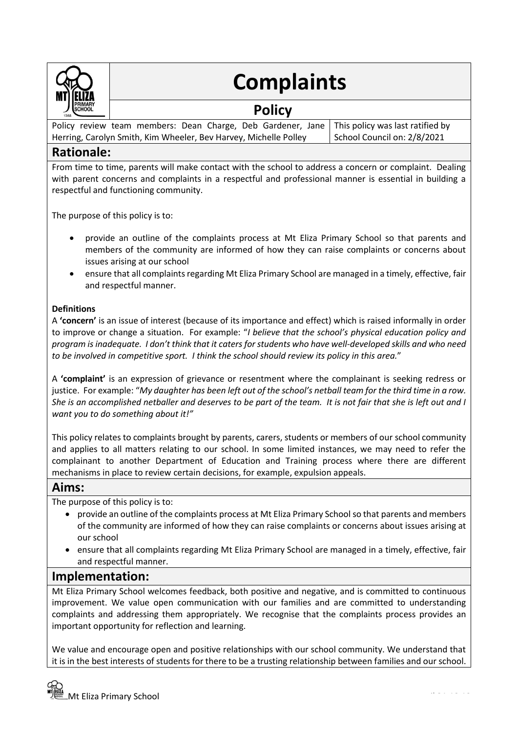# Complaints

## Policy

| Policy review team members: Dean Charge, Deb Gardener, Jane Herring, Carolyn Smith, Kim Wheeler, Bev Harvey, Michelle Polley | This policy was last ratified by School Council on: 2/8/2021 |
|---|---|

## Rationale:

From time to time, parents will make contact with the school to address a concern or complaint. Dealing with parent concerns and complaints in a respectful and professional manner is essential in building a respectful and functioning community.

The purpose of this policy is to:

- provide an outline of the complaints process at Mt Eliza Primary School so that parents and members of the community are informed of how they can raise complaints or concerns about issues arising at our school
- ensure that all complaints regarding Mt Eliza Primary School are managed in a timely, effective, fair and respectful manner.

**Definitions**

A **'concern'** is an issue of interest (because of its importance and effect) which is raised informally in order to improve or change a situation. For example: "*I believe that the school's physical education policy and program is inadequate. I don't think that it caters for students who have well-developed skills and who need to be involved in competitive sport. I think the school should review its policy in this area.*"

A **'complaint'** is an expression of grievance or resentment where the complainant is seeking redress or justice. For example: "*My daughter has been left out of the school's netball team for the third time in a row. She is an accomplished netballer and deserves to be part of the team. It is not fair that she is left out and I want you to do something about it!"*

This policy relates to complaints brought by parents, carers, students or members of our school community and applies to all matters relating to our school. In some limited instances, we may need to refer the complainant to another Department of Education and Training process where there are different mechanisms in place to review certain decisions, for example, expulsion appeals.

## Aims:

The purpose of this policy is to:

- provide an outline of the complaints process at Mt Eliza Primary School so that parents and members of the community are informed of how they can raise complaints or concerns about issues arising at our school
- ensure that all complaints regarding Mt Eliza Primary School are managed in a timely, effective, fair and respectful manner.

## Implementation:

Mt Eliza Primary School welcomes feedback, both positive and negative, and is committed to continuous improvement. We value open communication with our families and are committed to understanding complaints and addressing them appropriately. We recognise that the complaints process provides an important opportunity for reflection and learning.

We value and encourage open and positive relationships with our school community. We understand that it is in the best interests of students for there to be a trusting relationship between families and our school.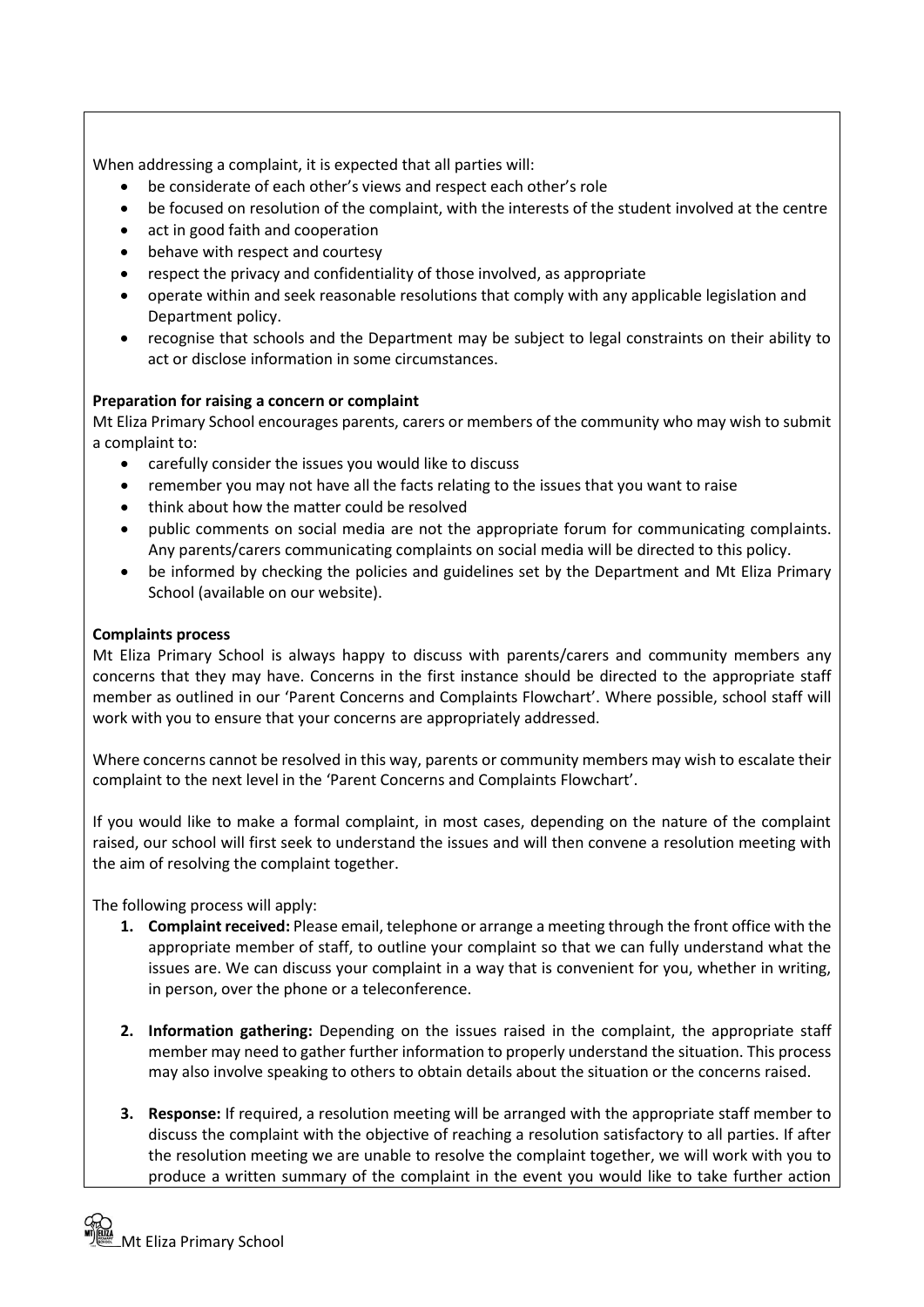When addressing a complaint, it is expected that all parties will:

- be considerate of each other's views and respect each other's role
- be focused on resolution of the complaint, with the interests of the student involved at the centre
- act in good faith and cooperation
- behave with respect and courtesy
- respect the privacy and confidentiality of those involved, as appropriate
- operate within and seek reasonable resolutions that comply with any applicable legislation and Department policy.
- recognise that schools and the Department may be subject to legal constraints on their ability to act or disclose information in some circumstances.

**Preparation for raising a concern or complaint**

Mt Eliza Primary School encourages parents, carers or members of the community who may wish to submit a complaint to:

- carefully consider the issues you would like to discuss
- remember you may not have all the facts relating to the issues that you want to raise
- think about how the matter could be resolved
- public comments on social media are not the appropriate forum for communicating complaints. Any parents/carers communicating complaints on social media will be directed to this policy.
- be informed by checking the policies and guidelines set by the Department and Mt Eliza Primary School (available on our website).

**Complaints process**

Mt Eliza Primary School is always happy to discuss with parents/carers and community members any concerns that they may have. Concerns in the first instance should be directed to the appropriate staff member as outlined in our 'Parent Concerns and Complaints Flowchart'. Where possible, school staff will work with you to ensure that your concerns are appropriately addressed.

Where concerns cannot be resolved in this way, parents or community members may wish to escalate their complaint to the next level in the 'Parent Concerns and Complaints Flowchart'.

If you would like to make a formal complaint, in most cases, depending on the nature of the complaint raised, our school will first seek to understand the issues and will then convene a resolution meeting with the aim of resolving the complaint together.

The following process will apply:

1. **Complaint received:** Please email, telephone or arrange a meeting through the front office with the appropriate member of staff, to outline your complaint so that we can fully understand what the issues are. We can discuss your complaint in a way that is convenient for you, whether in writing, in person, over the phone or a teleconference.

2. **Information gathering:** Depending on the issues raised in the complaint, the appropriate staff member may need to gather further information to properly understand the situation. This process may also involve speaking to others to obtain details about the situation or the concerns raised.

3. **Response:** If required, a resolution meeting will be arranged with the appropriate staff member to discuss the complaint with the objective of reaching a resolution satisfactory to all parties. If after the resolution meeting we are unable to resolve the complaint together, we will work with you to produce a written summary of the complaint in the event you would like to take further action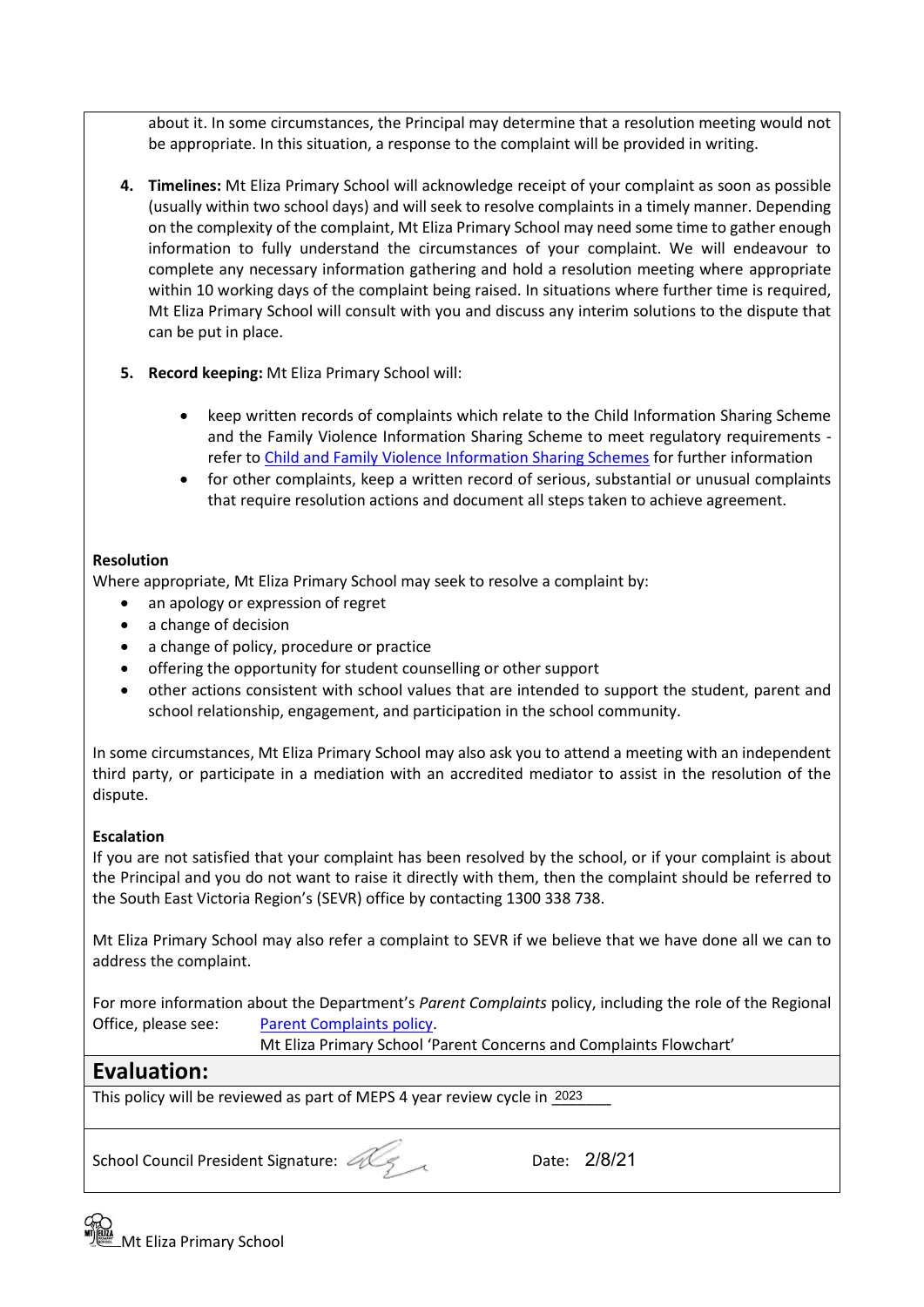about it. In some circumstances, the Principal may determine that a resolution meeting would not be appropriate. In this situation, a response to the complaint will be provided in writing.

4. **Timelines:** Mt Eliza Primary School will acknowledge receipt of your complaint as soon as possible (usually within two school days) and will seek to resolve complaints in a timely manner. Depending on the complexity of the complaint, Mt Eliza Primary School may need some time to gather enough information to fully understand the circumstances of your complaint. We will endeavour to complete any necessary information gathering and hold a resolution meeting where appropriate within 10 working days of the complaint being raised. In situations where further time is required, Mt Eliza Primary School will consult with you and discuss any interim solutions to the dispute that can be put in place.

5. **Record keeping:** Mt Eliza Primary School will:

    - keep written records of complaints which relate to the Child Information Sharing Scheme and the Family Violence Information Sharing Scheme to meet regulatory requirements - refer to Child and Family Violence Information Sharing Schemes for further information
    - for other complaints, keep a written record of serious, substantial or unusual complaints that require resolution actions and document all steps taken to achieve agreement.

**Resolution**

Where appropriate, Mt Eliza Primary School may seek to resolve a complaint by:

- an apology or expression of regret
- a change of decision
- a change of policy, procedure or practice
- offering the opportunity for student counselling or other support
- other actions consistent with school values that are intended to support the student, parent and school relationship, engagement, and participation in the school community.

In some circumstances, Mt Eliza Primary School may also ask you to attend a meeting with an independent third party, or participate in a mediation with an accredited mediator to assist in the resolution of the dispute.

**Escalation**

If you are not satisfied that your complaint has been resolved by the school, or if your complaint is about the Principal and you do not want to raise it directly with them, then the complaint should be referred to the South East Victoria Region's (SEVR) office by contacting 1300 338 738.

Mt Eliza Primary School may also refer a complaint to SEVR if we believe that we have done all we can to address the complaint.

For more information about the Department's *Parent Complaints* policy, including the role of the Regional Office, please see: Parent Complaints policy.
Mt Eliza Primary School 'Parent Concerns and Complaints Flowchart'

## Evaluation:

This policy will be reviewed as part of MEPS 4 year review cycle in 2023

School Council President Signature: Date: 2/8/21